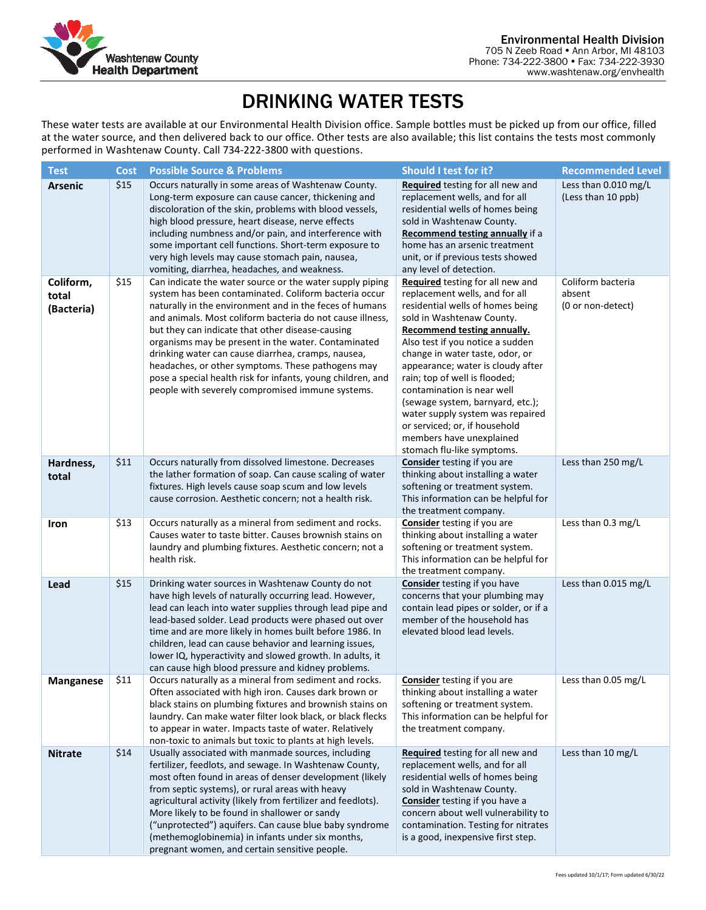Washtenaw County Health Department

**Environmental Health Division**
705 N Zeeb Road • Ann Arbor, MI 48103
Phone: 734-222-3800 • Fax: 734-222-3930
www.washtenaw.org/envhealth

# DRINKING WATER TESTS

These water tests are available at our Environmental Health Division office. Sample bottles must be picked up from our office, filled at the water source, and then delivered back to our office. Other tests are also available; this list contains the tests most commonly performed in Washtenaw County. Call 734-222-3800 with questions.

| Test | Cost | Possible Source & Problems | Should I test for it? | Recommended Level |
|---|---|---|---|---|
| **Arsenic** | $15 | Occurs naturally in some areas of Washtenaw County. Long-term exposure can cause cancer, thickening and discoloration of the skin, problems with blood vessels, high blood pressure, heart disease, nerve effects including numbness and/or pain, and interference with some important cell functions. Short-term exposure to very high levels may cause stomach pain, nausea, vomiting, diarrhea, headaches, and weakness. | **Required** testing for all new and replacement wells, and for all residential wells of homes being sold in Washtenaw County. **Recommend testing annually** if a home has an arsenic treatment unit, or if previous tests showed any level of detection. | Less than 0.010 mg/L (Less than 10 ppb) |
| **Coliform, total (Bacteria)** | $15 | Can indicate the water source or the water supply piping system has been contaminated. Coliform bacteria occur naturally in the environment and in the feces of humans and animals. Most coliform bacteria do not cause illness, but they can indicate that other disease-causing organisms may be present in the water. Contaminated drinking water can cause diarrhea, cramps, nausea, headaches, or other symptoms. These pathogens may pose a special health risk for infants, young children, and people with severely compromised immune systems. | **Required** testing for all new and replacement wells, and for all residential wells of homes being sold in Washtenaw County. **Recommend testing annually.** Also test if you notice a sudden change in water taste, odor, or appearance; water is cloudy after rain; top of well is flooded; contamination is near well (sewage system, barnyard, etc.); water supply system was repaired or serviced; or, if household members have unexplained stomach flu-like symptoms. | Coliform bacteria absent (0 or non-detect) |
| **Hardness, total** | $11 | Occurs naturally from dissolved limestone. Decreases the lather formation of soap. Can cause scaling of water fixtures. High levels cause soap scum and low levels cause corrosion. Aesthetic concern; not a health risk. | **Consider** testing if you are thinking about installing a water softening or treatment system. This information can be helpful for the treatment company. | Less than 250 mg/L |
| **Iron** | $13 | Occurs naturally as a mineral from sediment and rocks. Causes water to taste bitter. Causes brownish stains on laundry and plumbing fixtures. Aesthetic concern; not a health risk. | **Consider** testing if you are thinking about installing a water softening or treatment system. This information can be helpful for the treatment company. | Less than 0.3 mg/L |
| **Lead** | $15 | Drinking water sources in Washtenaw County do not have high levels of naturally occurring lead. However, lead can leach into water supplies through lead pipe and lead-based solder. Lead products were phased out over time and are more likely in homes built before 1986. In children, lead can cause behavior and learning issues, lower IQ, hyperactivity and slowed growth. In adults, it can cause high blood pressure and kidney problems. | **Consider** testing if you have concerns that your plumbing may contain lead pipes or solder, or if a member of the household has elevated blood lead levels. | Less than 0.015 mg/L |
| **Manganese** | $11 | Occurs naturally as a mineral from sediment and rocks. Often associated with high iron. Causes dark brown or black stains on plumbing fixtures and brownish stains on laundry. Can make water filter look black, or black flecks to appear in water. Impacts taste of water. Relatively non-toxic to animals but toxic to plants at high levels. | **Consider** testing if you are thinking about installing a water softening or treatment system. This information can be helpful for the treatment company. | Less than 0.05 mg/L |
| **Nitrate** | $14 | Usually associated with manmade sources, including fertilizer, feedlots, and sewage. In Washtenaw County, most often found in areas of denser development (likely from septic systems), or rural areas with heavy agricultural activity (likely from fertilizer and feedlots). More likely to be found in shallower or sandy ("unprotected") aquifers. Can cause blue baby syndrome (methemoglobinemia) in infants under six months, pregnant women, and certain sensitive people. | **Required** testing for all new and replacement wells, and for all residential wells of homes being sold in Washtenaw County. **Consider** testing if you have a concern about well vulnerability to contamination. Testing for nitrates is a good, inexpensive first step. | Less than 10 mg/L |

Fees updated 10/1/17; Form updated 6/30/22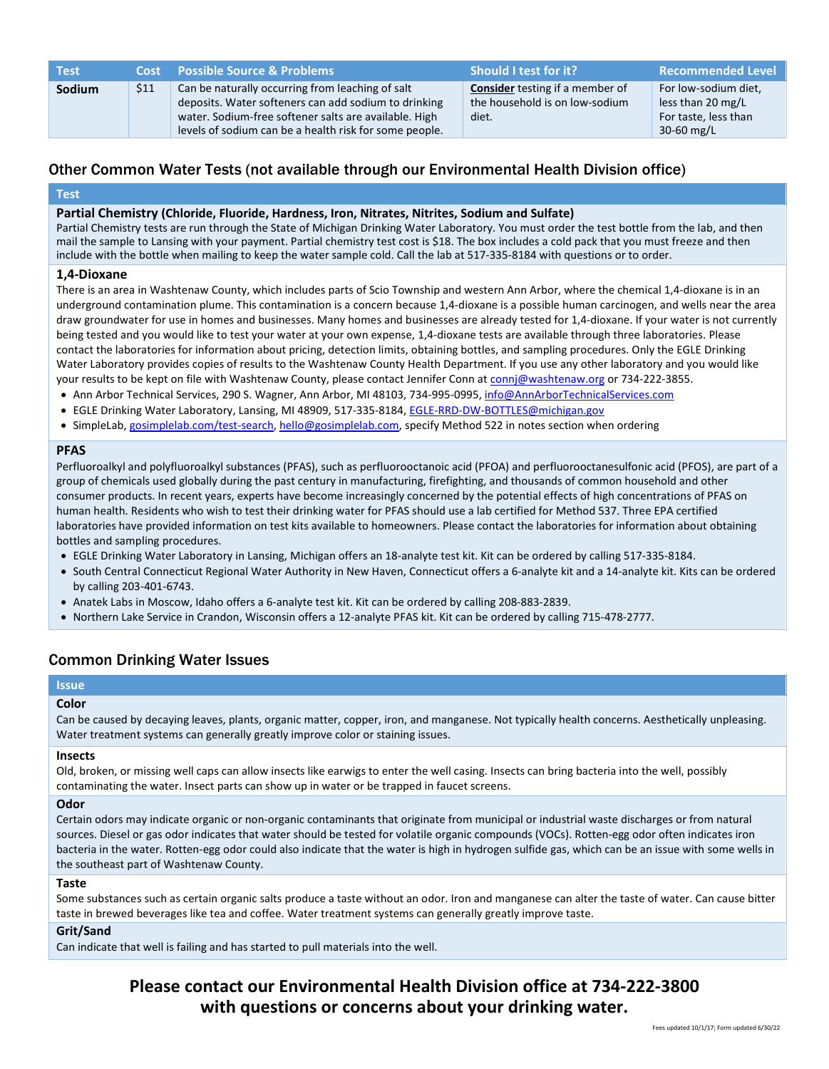| Test | Cost | Possible Source & Problems | Should I test for it? | Recommended Level |
|---|---|---|---|---|
| **Sodium** | $11 | Can be naturally occurring from leaching of salt deposits. Water softeners can add sodium to drinking water. Sodium-free softener salts are available. High levels of sodium can be a health risk for some people. | **Consider** testing if a member of the household is on low-sodium diet. | For low-sodium diet, less than 20 mg/L For taste, less than 30-60 mg/L |

## Other Common Water Tests (not available through our Environmental Health Division office)

**Test**

### Partial Chemistry (Chloride, Fluoride, Hardness, Iron, Nitrates, Nitrites, Sodium and Sulfate)

Partial Chemistry tests are run through the State of Michigan Drinking Water Laboratory. You must order the test bottle from the lab, and then mail the sample to Lansing with your payment. Partial chemistry test cost is $18. The box includes a cold pack that you must freeze and then include with the bottle when mailing to keep the water sample cold. Call the lab at 517-335-8184 with questions or to order.

### 1,4-Dioxane

There is an area in Washtenaw County, which includes parts of Scio Township and western Ann Arbor, where the chemical 1,4-dioxane is in an underground contamination plume. This contamination is a concern because 1,4-dioxane is a possible human carcinogen, and wells near the area draw groundwater for use in homes and businesses. Many homes and businesses are already tested for 1,4-dioxane. If your water is not currently being tested and you would like to test your water at your own expense, 1,4-dioxane tests are available through three laboratories. Please contact the laboratories for information about pricing, detection limits, obtaining bottles, and sampling procedures. Only the EGLE Drinking Water Laboratory provides copies of results to the Washtenaw County Health Department. If you use any other laboratory and you would like your results to be kept on file with Washtenaw County, please contact Jennifer Conn at connj@washtenaw.org or 734-222-3855.

- Ann Arbor Technical Services, 290 S. Wagner, Ann Arbor, MI 48103, 734-995-0995, info@AnnArborTechnicalServices.com
- EGLE Drinking Water Laboratory, Lansing, MI 48909, 517-335-8184, EGLE-RRD-DW-BOTTLES@michigan.gov
- SimpleLab, gosimplelab.com/test-search, hello@gosimplelab.com, specify Method 522 in notes section when ordering

### PFAS

Perfluoroalkyl and polyfluoroalkyl substances (PFAS), such as perfluorooctanoic acid (PFOA) and perfluorooctanesulfonic acid (PFOS), are part of a group of chemicals used globally during the past century in manufacturing, firefighting, and thousands of common household and other consumer products. In recent years, experts have become increasingly concerned by the potential effects of high concentrations of PFAS on human health. Residents who wish to test their drinking water for PFAS should use a lab certified for Method 537. Three EPA certified laboratories have provided information on test kits available to homeowners. Please contact the laboratories for information about obtaining bottles and sampling procedures.

- EGLE Drinking Water Laboratory in Lansing, Michigan offers an 18-analyte test kit. Kit can be ordered by calling 517-335-8184.
- South Central Connecticut Regional Water Authority in New Haven, Connecticut offers a 6-analyte kit and a 14-analyte kit. Kits can be ordered by calling 203-401-6743.
- Anatek Labs in Moscow, Idaho offers a 6-analyte test kit. Kit can be ordered by calling 208-883-2839.
- Northern Lake Service in Crandon, Wisconsin offers a 12-analyte PFAS kit. Kit can be ordered by calling 715-478-2777.

## Common Drinking Water Issues

**Issue**

### Color

Can be caused by decaying leaves, plants, organic matter, copper, iron, and manganese. Not typically health concerns. Aesthetically unpleasing. Water treatment systems can generally greatly improve color or staining issues.

### Insects

Old, broken, or missing well caps can allow insects like earwigs to enter the well casing. Insects can bring bacteria into the well, possibly contaminating the water. Insect parts can show up in water or be trapped in faucet screens.

### Odor

Certain odors may indicate organic or non-organic contaminants that originate from municipal or industrial waste discharges or from natural sources. Diesel or gas odor indicates that water should be tested for volatile organic compounds (VOCs). Rotten-egg odor often indicates iron bacteria in the water. Rotten-egg odor could also indicate that the water is high in hydrogen sulfide gas, which can be an issue with some wells in the southeast part of Washtenaw County.

### Taste

Some substances such as certain organic salts produce a taste without an odor. Iron and manganese can alter the taste of water. Can cause bitter taste in brewed beverages like tea and coffee. Water treatment systems can generally greatly improve taste.

### Grit/Sand

Can indicate that well is failing and has started to pull materials into the well.

**Please contact our Environmental Health Division office at 734-222-3800 with questions or concerns about your drinking water.**

Fees updated 10/1/17; Form updated 6/30/22